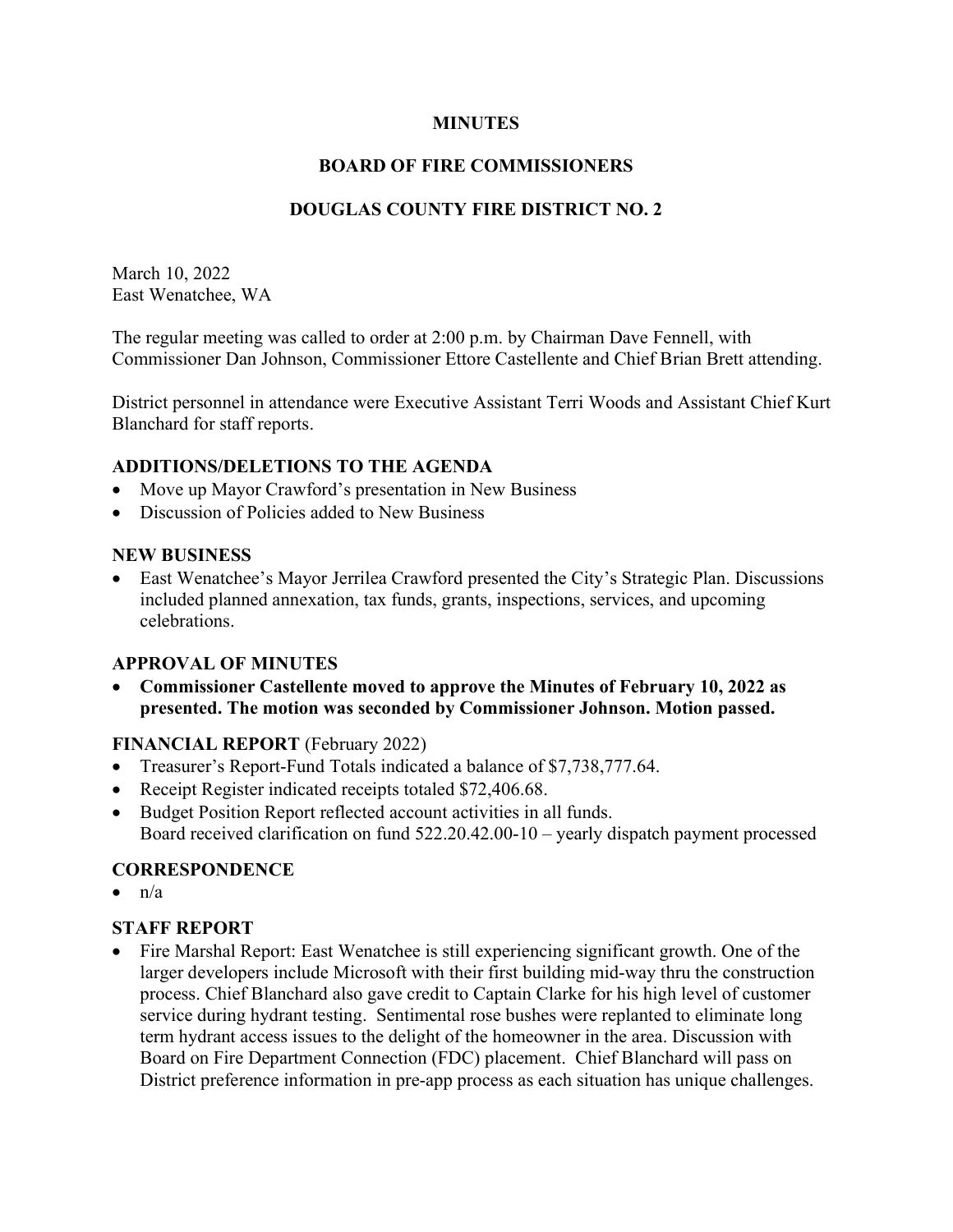**MINUTES**

**BOARD OF FIRE COMMISSIONERS**

**DOUGLAS COUNTY FIRE DISTRICT NO. 2**

March 10, 2022
East Wenatchee, WA

The regular meeting was called to order at 2:00 p.m. by Chairman Dave Fennell, with Commissioner Dan Johnson, Commissioner Ettore Castellente and Chief Brian Brett attending.

District personnel in attendance were Executive Assistant Terri Woods and Assistant Chief Kurt Blanchard for staff reports.

## ADDITIONS/DELETIONS TO THE AGENDA

- Move up Mayor Crawford's presentation in New Business
- Discussion of Policies added to New Business

## NEW BUSINESS

- East Wenatchee's Mayor Jerrilea Crawford presented the City's Strategic Plan. Discussions included planned annexation, tax funds, grants, inspections, services, and upcoming celebrations.

## APPROVAL OF MINUTES

- **Commissioner Castellente moved to approve the Minutes of February 10, 2022 as presented. The motion was seconded by Commissioner Johnson. Motion passed.**

## FINANCIAL REPORT (February 2022)

- Treasurer's Report-Fund Totals indicated a balance of $7,738,777.64.
- Receipt Register indicated receipts totaled $72,406.68.
- Budget Position Report reflected account activities in all funds.
  Board received clarification on fund 522.20.42.00-10 – yearly dispatch payment processed

## CORRESPONDENCE

- n/a

## STAFF REPORT

- Fire Marshal Report: East Wenatchee is still experiencing significant growth. One of the larger developers include Microsoft with their first building mid-way thru the construction process. Chief Blanchard also gave credit to Captain Clarke for his high level of customer service during hydrant testing. Sentimental rose bushes were replanted to eliminate long term hydrant access issues to the delight of the homeowner in the area. Discussion with Board on Fire Department Connection (FDC) placement. Chief Blanchard will pass on District preference information in pre-app process as each situation has unique challenges.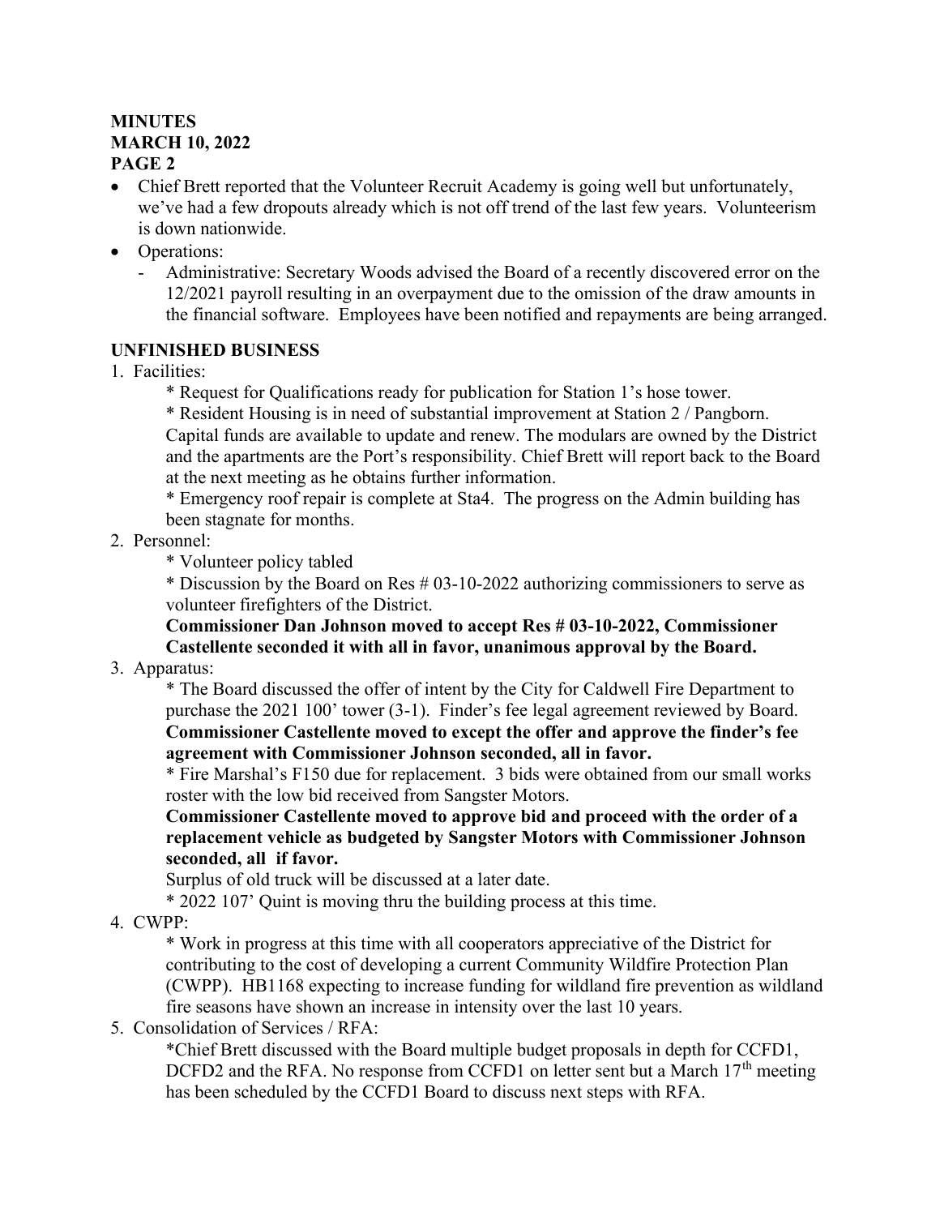**MINUTES**
**MARCH 10, 2022**
**PAGE 2**

- Chief Brett reported that the Volunteer Recruit Academy is going well but unfortunately, we've had a few dropouts already which is not off trend of the last few years. Volunteerism is down nationwide.
- Operations:
  - Administrative: Secretary Woods advised the Board of a recently discovered error on the 12/2021 payroll resulting in an overpayment due to the omission of the draw amounts in the financial software. Employees have been notified and repayments are being arranged.

## UNFINISHED BUSINESS

1. Facilities:

   * Request for Qualifications ready for publication for Station 1's hose tower.

   * Resident Housing is in need of substantial improvement at Station 2 / Pangborn. Capital funds are available to update and renew. The modulars are owned by the District and the apartments are the Port's responsibility. Chief Brett will report back to the Board at the next meeting as he obtains further information.

   * Emergency roof repair is complete at Sta4. The progress on the Admin building has been stagnate for months.

2. Personnel:

   * Volunteer policy tabled

   * Discussion by the Board on Res # 03-10-2022 authorizing commissioners to serve as volunteer firefighters of the District.

   **Commissioner Dan Johnson moved to accept Res # 03-10-2022, Commissioner Castellente seconded it with all in favor, unanimous approval by the Board.**

3. Apparatus:

   * The Board discussed the offer of intent by the City for Caldwell Fire Department to purchase the 2021 100' tower (3-1). Finder's fee legal agreement reviewed by Board.

   **Commissioner Castellente moved to except the offer and approve the finder's fee agreement with Commissioner Johnson seconded, all in favor.**

   * Fire Marshal's F150 due for replacement. 3 bids were obtained from our small works roster with the low bid received from Sangster Motors.

   **Commissioner Castellente moved to approve bid and proceed with the order of a replacement vehicle as budgeted by Sangster Motors with Commissioner Johnson seconded, all if favor.**

   Surplus of old truck will be discussed at a later date.

   * 2022 107' Quint is moving thru the building process at this time.

4. CWPP:

   * Work in progress at this time with all cooperators appreciative of the District for contributing to the cost of developing a current Community Wildfire Protection Plan (CWPP). HB1168 expecting to increase funding for wildland fire prevention as wildland fire seasons have shown an increase in intensity over the last 10 years.

5. Consolidation of Services / RFA:

   *Chief Brett discussed with the Board multiple budget proposals in depth for CCFD1, DCFD2 and the RFA. No response from CCFD1 on letter sent but a March 17th meeting has been scheduled by the CCFD1 Board to discuss next steps with RFA.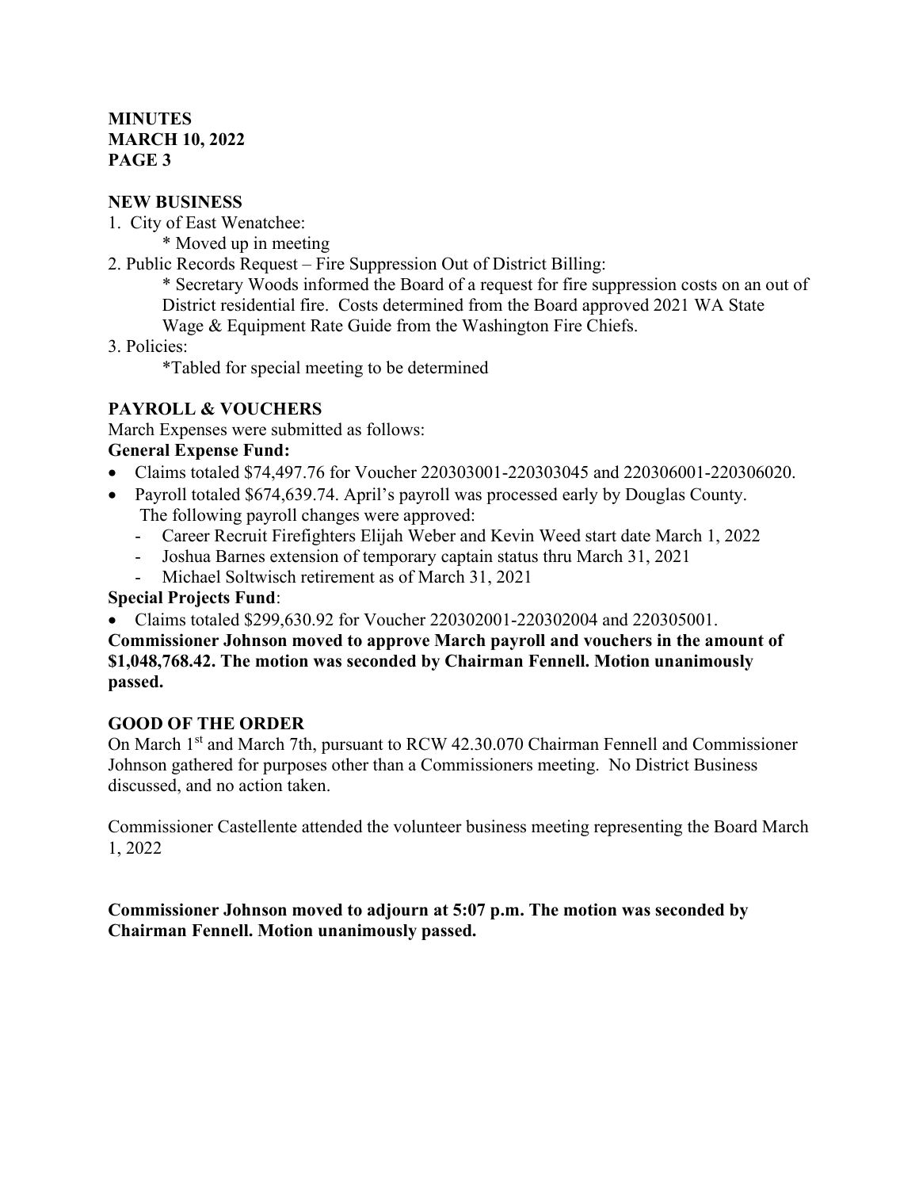**MINUTES**
**MARCH 10, 2022**
**PAGE 3**

## NEW BUSINESS

1. City of East Wenatchee:
   * Moved up in meeting
2. Public Records Request – Fire Suppression Out of District Billing:
   * Secretary Woods informed the Board of a request for fire suppression costs on an out of District residential fire. Costs determined from the Board approved 2021 WA State Wage & Equipment Rate Guide from the Washington Fire Chiefs.
3. Policies:
   *Tabled for special meeting to be determined

## PAYROLL & VOUCHERS

March Expenses were submitted as follows:

**General Expense Fund:**

- Claims totaled $74,497.76 for Voucher 220303001-220303045 and 220306001-220306020.
- Payroll totaled $674,639.74. April's payroll was processed early by Douglas County.
  The following payroll changes were approved:
  - Career Recruit Firefighters Elijah Weber and Kevin Weed start date March 1, 2022
  - Joshua Barnes extension of temporary captain status thru March 31, 2021
  - Michael Soltwisch retirement as of March 31, 2021

**Special Projects Fund**:

- Claims totaled $299,630.92 for Voucher 220302001-220302004 and 220305001.

**Commissioner Johnson moved to approve March payroll and vouchers in the amount of $1,048,768.42. The motion was seconded by Chairman Fennell. Motion unanimously passed.**

## GOOD OF THE ORDER

On March 1st and March 7th, pursuant to RCW 42.30.070 Chairman Fennell and Commissioner Johnson gathered for purposes other than a Commissioners meeting. No District Business discussed, and no action taken.

Commissioner Castellente attended the volunteer business meeting representing the Board March 1, 2022

**Commissioner Johnson moved to adjourn at 5:07 p.m. The motion was seconded by Chairman Fennell. Motion unanimously passed.**